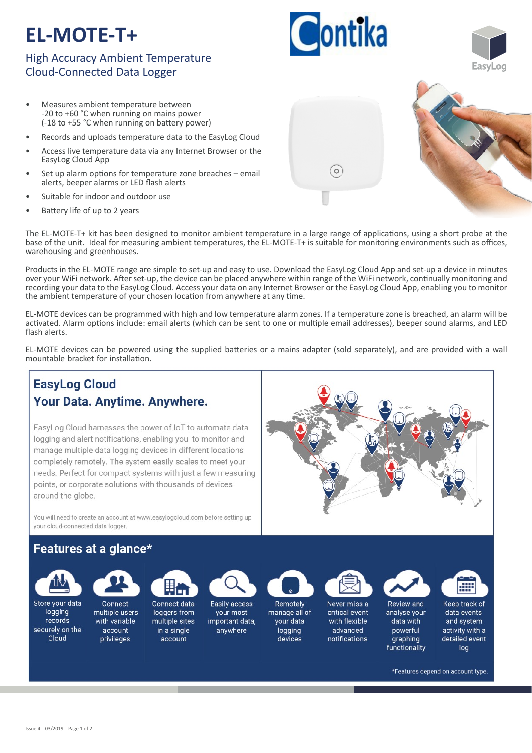# EL-MOTE-T+

## High Accuracy Ambient Temperature Cloud-Connected Data Logger

Contika

EasyLog

- Measures ambient temperature between -20 to +60 °C when running on mains power (-18 to +55 °C when running on battery power)
- Records and uploads temperature data to the EasyLog Cloud
- Access live temperature data via any Internet Browser or the EasyLog Cloud App
- Set up alarm options for temperature zone breaches – email alerts, beeper alarms or LED flash alerts
- Suitable for indoor and outdoor use
- Battery life of up to 2 years

The EL-MOTE-T+ kit has been designed to monitor ambient temperature in a large range of applications, using a short probe at the base of the unit. Ideal for measuring ambient temperatures, the EL-MOTE-T+ is suitable for monitoring environments such as offices, warehousing and greenhouses.

Products in the EL-MOTE range are simple to set-up and easy to use. Download the EasyLog Cloud App and set-up a device in minutes over your WiFi network. After set-up, the device can be placed anywhere within range of the WiFi network, continually monitoring and recording your data to the EasyLog Cloud. Access your data on any Internet Browser or the EasyLog Cloud App, enabling you to monitor the ambient temperature of your chosen location from anywhere at any time.

EL-MOTE devices can be programmed with high and low temperature alarm zones. If a temperature zone is breached, an alarm will be activated. Alarm options include: email alerts (which can be sent to one or multiple email addresses), beeper sound alarms, and LED flash alerts.

EL-MOTE devices can be powered using the supplied batteries or a mains adapter (sold separately), and are provided with a wall mountable bracket for installation.

## EasyLog Cloud
## Your Data. Anytime. Anywhere.

EasyLog Cloud harnesses the power of IoT to automate data logging and alert notifications, enabling you to monitor and manage multiple data logging devices in different locations completely remotely. The system easily scales to meet your needs. Perfect for compact systems with just a few measuring points, or corporate solutions with thousands of devices around the globe.

You will need to create an account at www.easylogcloud.com before setting up your cloud-connected data logger.

## Features at a glance*

- Store your data logging records securely on the Cloud
- Connect multiple users with variable account privileges
- Connect data loggers from multiple sites in a single account
- Easily access your most important data, anywhere
- Remotely manage all of your data logging devices
- Never miss a critical event with flexible advanced notifications
- Review and analyse your data with powerful graphing functionality
- Keep track of data events and system activity with a detailed event log

*Features depend on account type.

Issue 4 03/2019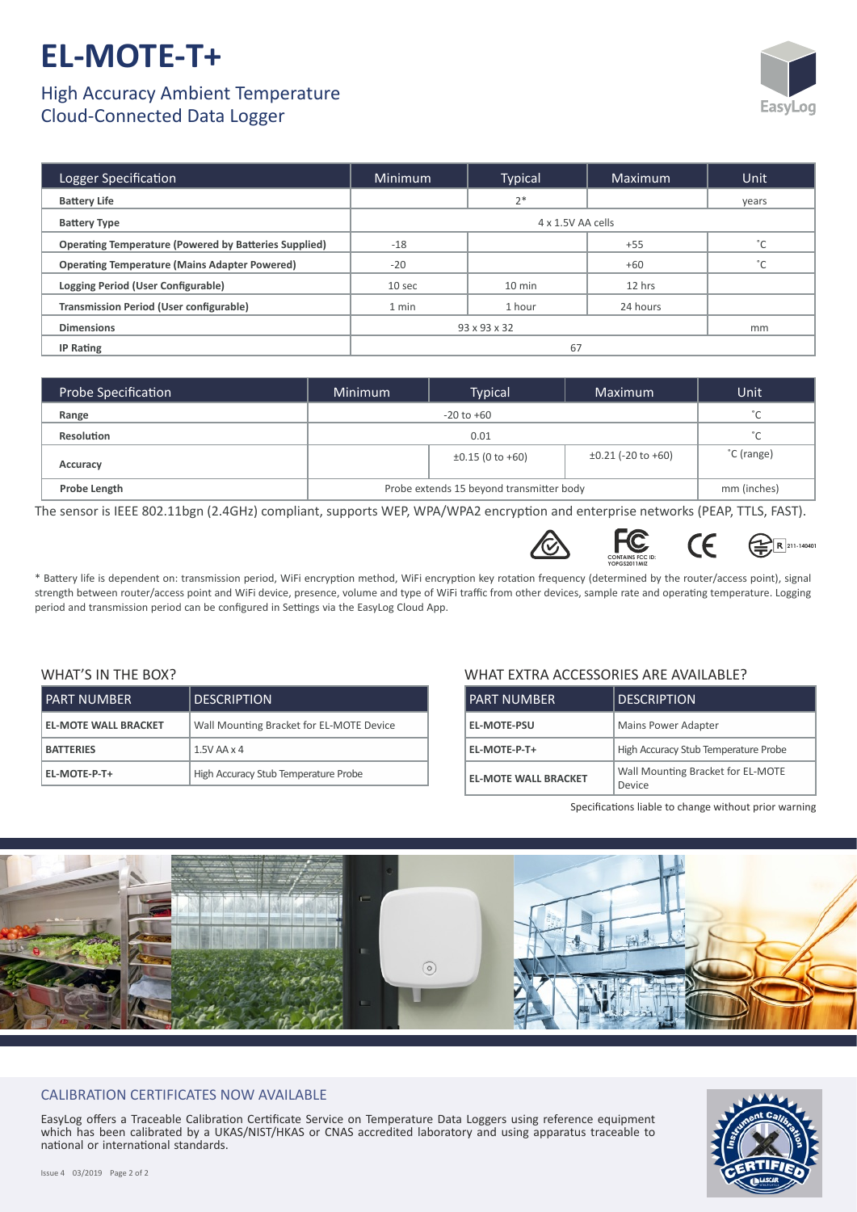# EL-MOTE-T+

## High Accuracy Ambient Temperature Cloud-Connected Data Logger

| Logger Specification | Minimum | Typical | Maximum | Unit |
|---|---|---|---|---|
| **Battery Life** | | 2* | | years |
| **Battery Type** | 4 x 1.5V AA cells | | | |
| **Operating Temperature (Powered by Batteries Supplied)** | -18 | | +55 | ˚C |
| **Operating Temperature (Mains Adapter Powered)** | -20 | | +60 | ˚C |
| **Logging Period (User Configurable)** | 10 sec | 10 min | 12 hrs | |
| **Transmission Period (User configurable)** | 1 min | 1 hour | 24 hours | |
| **Dimensions** | 93 x 93 x 32 | | | mm |
| **IP Rating** | 67 | | | |

| Probe Specification | Minimum | Typical | Maximum | Unit |
|---|---|---|---|---|
| **Range** | -20 to +60 | | | ˚C |
| **Resolution** | 0.01 | | | ˚C |
| **Accuracy** | | ±0.15 (0 to +60) | ±0.21 (-20 to +60) | ˚C (range) |
| **Probe Length** | Probe extends 15 beyond transmitter body | | | mm (inches) |

The sensor is IEEE 802.11bgn (2.4GHz) compliant, supports WEP, WPA/WPA2 encryption and enterprise networks (PEAP, TTLS, FAST).

CONTAINS FCC ID: YOPGS2011MIZ

R 211-140401

* Battery life is dependent on: transmission period, WiFi encryption method, WiFi encryption key rotation frequency (determined by the router/access point), signal strength between router/access point and WiFi device, presence, volume and type of WiFi traffic from other devices, sample rate and operating temperature. Logging period and transmission period can be configured in Settings via the EasyLog Cloud App.

### WHAT'S IN THE BOX?

| PART NUMBER | DESCRIPTION |
|---|---|
| **EL-MOTE WALL BRACKET** | Wall Mounting Bracket for EL-MOTE Device |
| **BATTERIES** | 1.5V AA x 4 |
| **EL-MOTE-P-T+** | High Accuracy Stub Temperature Probe |

### WHAT EXTRA ACCESSORIES ARE AVAILABLE?

| PART NUMBER | DESCRIPTION |
|---|---|
| **EL-MOTE-PSU** | Mains Power Adapter |
| **EL-MOTE-P-T+** | High Accuracy Stub Temperature Probe |
| **EL-MOTE WALL BRACKET** | Wall Mounting Bracket for EL-MOTE Device |

Specifications liable to change without prior warning

### CALIBRATION CERTIFICATES NOW AVAILABLE

EasyLog offers a Traceable Calibration Certificate Service on Temperature Data Loggers using reference equipment which has been calibrated by a UKAS/NIST/HKAS or CNAS accredited laboratory and using apparatus traceable to national or international standards.

Issue 4 03/2019